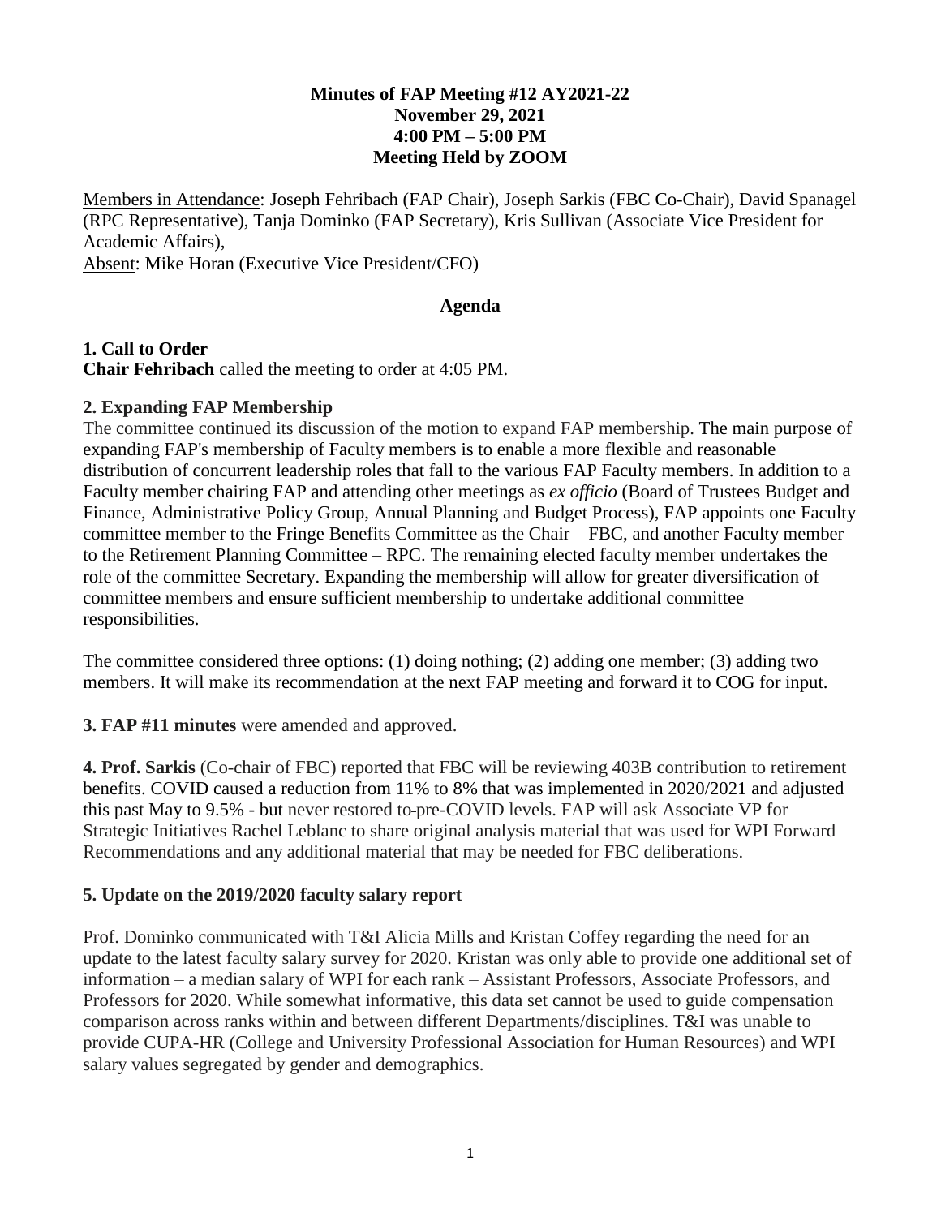**Minutes of FAP Meeting #12 AY2021-22**
**November 29, 2021**
**4:00 PM – 5:00 PM**
**Meeting Held by ZOOM**

Members in Attendance: Joseph Fehribach (FAP Chair), Joseph Sarkis (FBC Co-Chair), David Spanagel (RPC Representative), Tanja Dominko (FAP Secretary), Kris Sullivan (Associate Vice President for Academic Affairs),
Absent: Mike Horan (Executive Vice President/CFO)

**Agenda**

**1. Call to Order**
**Chair Fehribach** called the meeting to order at 4:05 PM.

**2. Expanding FAP Membership**
The committee continued its discussion of the motion to expand FAP membership. The main purpose of expanding FAP's membership of Faculty members is to enable a more flexible and reasonable distribution of concurrent leadership roles that fall to the various FAP Faculty members. In addition to a Faculty member chairing FAP and attending other meetings as *ex officio* (Board of Trustees Budget and Finance, Administrative Policy Group, Annual Planning and Budget Process), FAP appoints one Faculty committee member to the Fringe Benefits Committee as the Chair – FBC, and another Faculty member to the Retirement Planning Committee – RPC. The remaining elected faculty member undertakes the role of the committee Secretary. Expanding the membership will allow for greater diversification of committee members and ensure sufficient membership to undertake additional committee responsibilities.

The committee considered three options: (1) doing nothing; (2) adding one member; (3) adding two members. It will make its recommendation at the next FAP meeting and forward it to COG for input.

**3. FAP #11 minutes** were amended and approved.

**4. Prof. Sarkis** (Co-chair of FBC) reported that FBC will be reviewing 403B contribution to retirement benefits. COVID caused a reduction from 11% to 8% that was implemented in 2020/2021 and adjusted this past May to 9.5% - but never restored to pre-COVID levels. FAP will ask Associate VP for Strategic Initiatives Rachel Leblanc to share original analysis material that was used for WPI Forward Recommendations and any additional material that may be needed for FBC deliberations.

**5. Update on the 2019/2020 faculty salary report**

Prof. Dominko communicated with T&I Alicia Mills and Kristan Coffey regarding the need for an update to the latest faculty salary survey for 2020. Kristan was only able to provide one additional set of information – a median salary of WPI for each rank – Assistant Professors, Associate Professors, and Professors for 2020. While somewhat informative, this data set cannot be used to guide compensation comparison across ranks within and between different Departments/disciplines. T&I was unable to provide CUPA-HR (College and University Professional Association for Human Resources) and WPI salary values segregated by gender and demographics.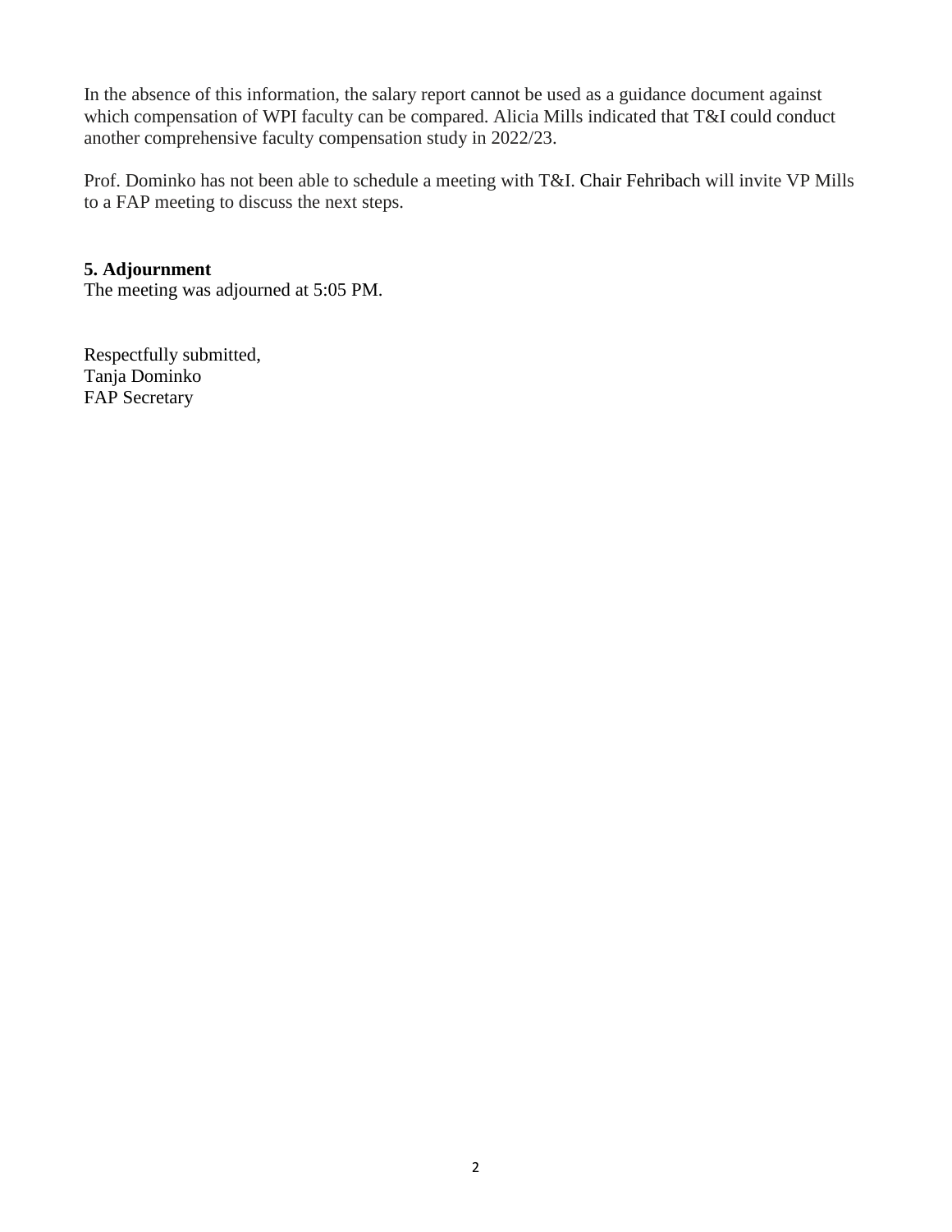In the absence of this information, the salary report cannot be used as a guidance document against which compensation of WPI faculty can be compared. Alicia Mills indicated that T&I could conduct another comprehensive faculty compensation study in 2022/23.

Prof. Dominko has not been able to schedule a meeting with T&I. Chair Fehribach will invite VP Mills to a FAP meeting to discuss the next steps.

**5. Adjournment**
The meeting was adjourned at 5:05 PM.

Respectfully submitted,
Tanja Dominko
FAP Secretary